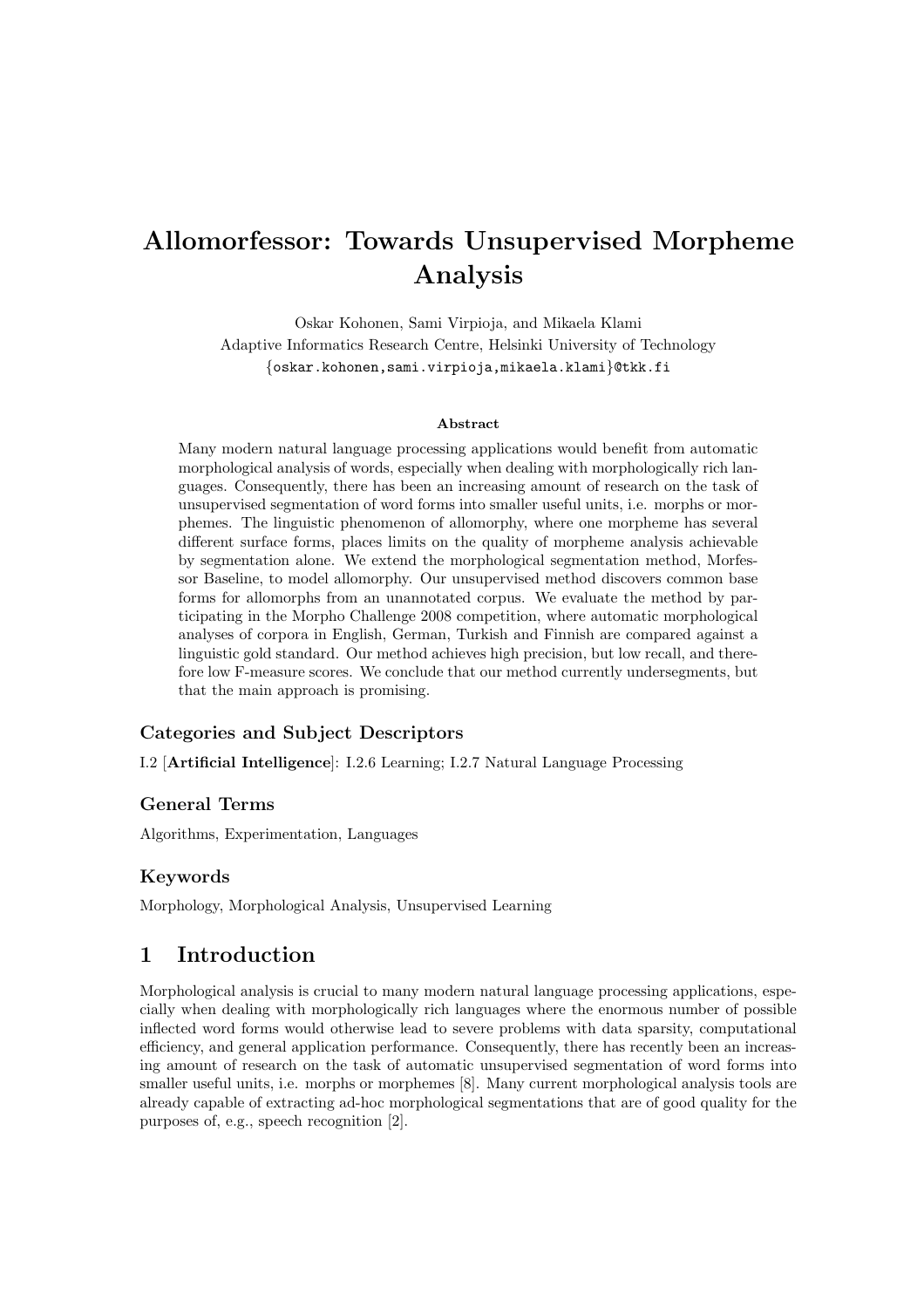# Allomorfessor: Towards Unsupervised Morpheme Analysis

Oskar Kohonen, Sami Virpioja, and Mikaela Klami
Adaptive Informatics Research Centre, Helsinki University of Technology
{oskar.kohonen,sami.virpioja,mikaela.klami}@tkk.fi

### Abstract

Many modern natural language processing applications would benefit from automatic morphological analysis of words, especially when dealing with morphologically rich languages. Consequently, there has been an increasing amount of research on the task of unsupervised segmentation of word forms into smaller useful units, i.e. morphs or morphemes. The linguistic phenomenon of allomorphy, where one morpheme has several different surface forms, places limits on the quality of morpheme analysis achievable by segmentation alone. We extend the morphological segmentation method, Morfessor Baseline, to model allomorphy. Our unsupervised method discovers common base forms for allomorphs from an unannotated corpus. We evaluate the method by participating in the Morpho Challenge 2008 competition, where automatic morphological analyses of corpora in English, German, Turkish and Finnish are compared against a linguistic gold standard. Our method achieves high precision, but low recall, and therefore low F-measure scores. We conclude that our method currently undersegments, but that the main approach is promising.

## Categories and Subject Descriptors

I.2 [**Artificial Intelligence**]: I.2.6 Learning; I.2.7 Natural Language Processing

## General Terms

Algorithms, Experimentation, Languages

## Keywords

Morphology, Morphological Analysis, Unsupervised Learning

## 1 Introduction

Morphological analysis is crucial to many modern natural language processing applications, especially when dealing with morphologically rich languages where the enormous number of possible inflected word forms would otherwise lead to severe problems with data sparsity, computational efficiency, and general application performance. Consequently, there has recently been an increasing amount of research on the task of automatic unsupervised segmentation of word forms into smaller useful units, i.e. morphs or morphemes [8]. Many current morphological analysis tools are already capable of extracting ad-hoc morphological segmentations that are of good quality for the purposes of, e.g., speech recognition [2].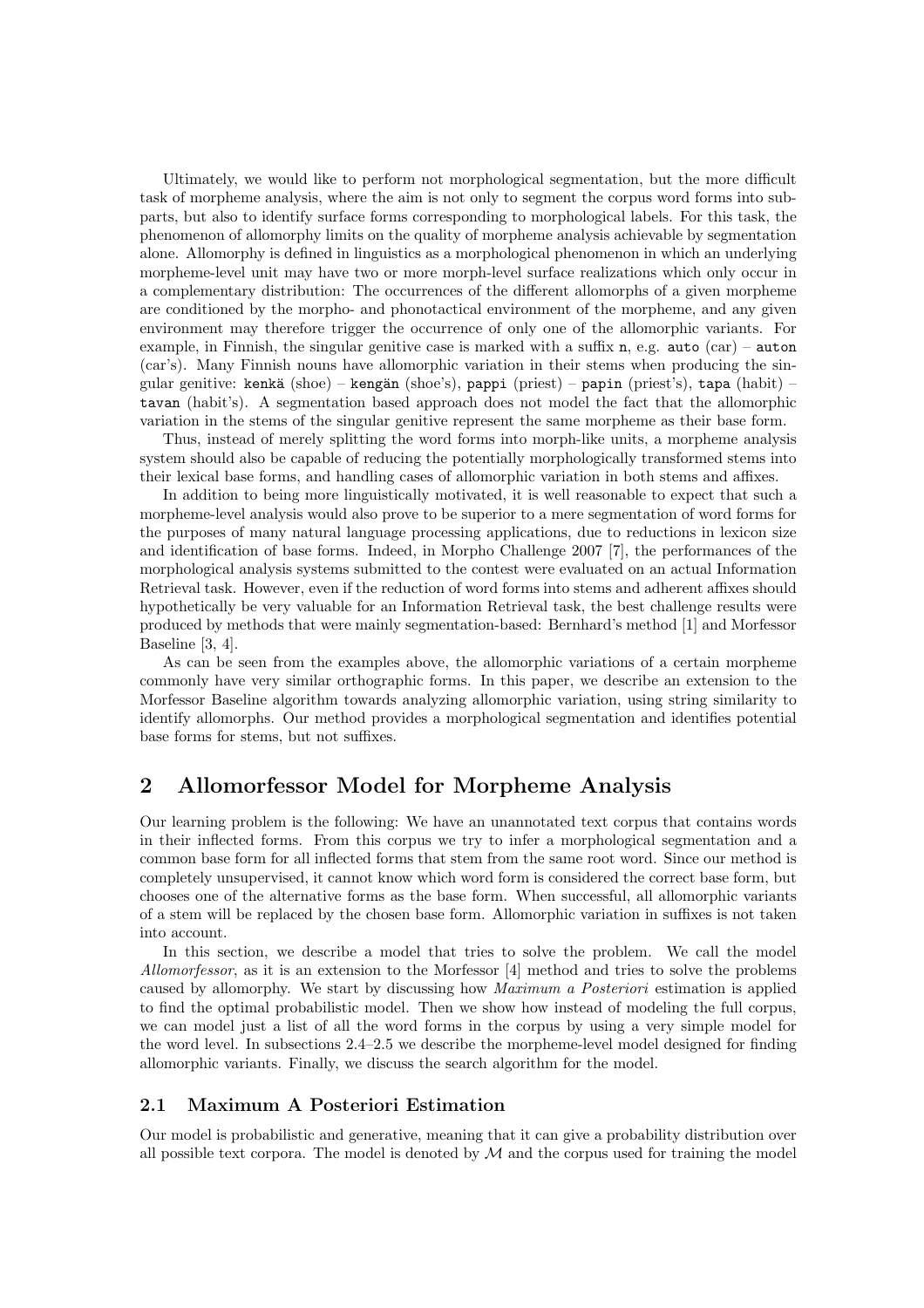Ultimately, we would like to perform not morphological segmentation, but the more difficult task of morpheme analysis, where the aim is not only to segment the corpus word forms into subparts, but also to identify surface forms corresponding to morphological labels. For this task, the phenomenon of allomorphy limits on the quality of morpheme analysis achievable by segmentation alone. Allomorphy is defined in linguistics as a morphological phenomenon in which an underlying morpheme-level unit may have two or more morph-level surface realizations which only occur in a complementary distribution: The occurrences of the different allomorphs of a given morpheme are conditioned by the morpho- and phonotactical environment of the morpheme, and any given environment may therefore trigger the occurrence of only one of the allomorphic variants. For example, in Finnish, the singular genitive case is marked with a suffix `n`, e.g. `auto` (car) – `auton` (car's). Many Finnish nouns have allomorphic variation in their stems when producing the singular genitive: `kenkä` (shoe) – `kengän` (shoe's), `pappi` (priest) – `papin` (priest's), `tapa` (habit) – `tavan` (habit's). A segmentation based approach does not model the fact that the allomorphic variation in the stems of the singular genitive represent the same morpheme as their base form.

Thus, instead of merely splitting the word forms into morph-like units, a morpheme analysis system should also be capable of reducing the potentially morphologically transformed stems into their lexical base forms, and handling cases of allomorphic variation in both stems and affixes.

In addition to being more linguistically motivated, it is well reasonable to expect that such a morpheme-level analysis would also prove to be superior to a mere segmentation of word forms for the purposes of many natural language processing applications, due to reductions in lexicon size and identification of base forms. Indeed, in Morpho Challenge 2007 [7], the performances of the morphological analysis systems submitted to the contest were evaluated on an actual Information Retrieval task. However, even if the reduction of word forms into stems and adherent affixes should hypothetically be very valuable for an Information Retrieval task, the best challenge results were produced by methods that were mainly segmentation-based: Bernhard's method [1] and Morfessor Baseline [3, 4].

As can be seen from the examples above, the allomorphic variations of a certain morpheme commonly have very similar orthographic forms. In this paper, we describe an extension to the Morfessor Baseline algorithm towards analyzing allomorphic variation, using string similarity to identify allomorphs. Our method provides a morphological segmentation and identifies potential base forms for stems, but not suffixes.

## 2 Allomorfessor Model for Morpheme Analysis

Our learning problem is the following: We have an unannotated text corpus that contains words in their inflected forms. From this corpus we try to infer a morphological segmentation and a common base form for all inflected forms that stem from the same root word. Since our method is completely unsupervised, it cannot know which word form is considered the correct base form, but chooses one of the alternative forms as the base form. When successful, all allomorphic variants of a stem will be replaced by the chosen base form. Allomorphic variation in suffixes is not taken into account.

In this section, we describe a model that tries to solve the problem. We call the model *Allomorfessor*, as it is an extension to the Morfessor [4] method and tries to solve the problems caused by allomorphy. We start by discussing how *Maximum a Posteriori* estimation is applied to find the optimal probabilistic model. Then we show how instead of modeling the full corpus, we can model just a list of all the word forms in the corpus by using a very simple model for the word level. In subsections 2.4–2.5 we describe the morpheme-level model designed for finding allomorphic variants. Finally, we discuss the search algorithm for the model.

### 2.1 Maximum A Posteriori Estimation

Our model is probabilistic and generative, meaning that it can give a probability distribution over all possible text corpora. The model is denoted by $\mathcal{M}$ and the corpus used for training the model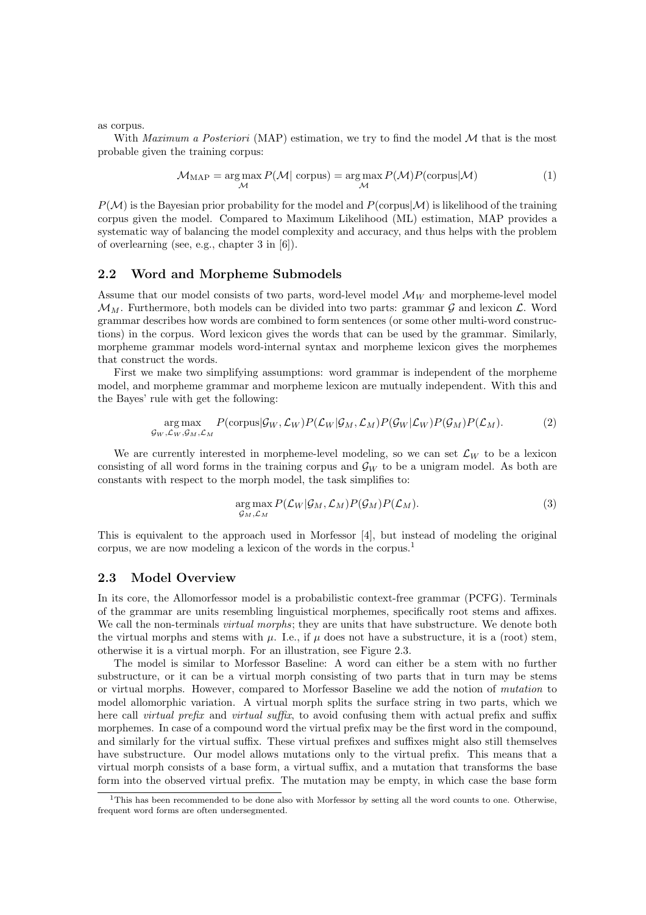as corpus.

With *Maximum a Posteriori* (MAP) estimation, we try to find the model $\mathcal{M}$ that is the most probable given the training corpus:

$$\mathcal{M}_{\text{MAP}} = \arg\max_{\mathcal{M}} P(\mathcal{M}|\text{ corpus}) = \arg\max_{\mathcal{M}} P(\mathcal{M})P(\text{corpus}|\mathcal{M}) \tag{1}$$

$P(\mathcal{M})$ is the Bayesian prior probability for the model and $P(\text{corpus}|\mathcal{M})$ is likelihood of the training corpus given the model. Compared to Maximum Likelihood (ML) estimation, MAP provides a systematic way of balancing the model complexity and accuracy, and thus helps with the problem of overlearning (see, e.g., chapter 3 in [6]).

## 2.2 Word and Morpheme Submodels

Assume that our model consists of two parts, word-level model $\mathcal{M}_W$ and morpheme-level model $\mathcal{M}_M$. Furthermore, both models can be divided into two parts: grammar $\mathcal{G}$ and lexicon $\mathcal{L}$. Word grammar describes how words are combined to form sentences (or some other multi-word constructions) in the corpus. Word lexicon gives the words that can be used by the grammar. Similarly, morpheme grammar models word-internal syntax and morpheme lexicon gives the morphemes that construct the words.

First we make two simplifying assumptions: word grammar is independent of the morpheme model, and morpheme grammar and morpheme lexicon are mutually independent. With this and the Bayes' rule with get the following:

$$\arg\max_{\mathcal{G}_W,\mathcal{L}_W,\mathcal{G}_M,\mathcal{L}_M} P(\text{corpus}|\mathcal{G}_W,\mathcal{L}_W)P(\mathcal{L}_W|\mathcal{G}_M,\mathcal{L}_M)P(\mathcal{G}_W|\mathcal{L}_W)P(\mathcal{G}_M)P(\mathcal{L}_M). \tag{2}$$

We are currently interested in morpheme-level modeling, so we can set $\mathcal{L}_W$ to be a lexicon consisting of all word forms in the training corpus and $\mathcal{G}_W$ to be a unigram model. As both are constants with respect to the morph model, the task simplifies to:

$$\arg\max_{\mathcal{G}_M,\mathcal{L}_M} P(\mathcal{L}_W|\mathcal{G}_M,\mathcal{L}_M)P(\mathcal{G}_M)P(\mathcal{L}_M). \tag{3}$$

This is equivalent to the approach used in Morfessor [4], but instead of modeling the original corpus, we are now modeling a lexicon of the words in the corpus.[1]

## 2.3 Model Overview

In its core, the Allomorfessor model is a probabilistic context-free grammar (PCFG). Terminals of the grammar are units resembling linguistical morphemes, specifically root stems and affixes. We call the non-terminals *virtual morphs*; they are units that have substructure. We denote both the virtual morphs and stems with $\mu$. I.e., if $\mu$ does not have a substructure, it is a (root) stem, otherwise it is a virtual morph. For an illustration, see Figure 2.3.

The model is similar to Morfessor Baseline: A word can either be a stem with no further substructure, or it can be a virtual morph consisting of two parts that in turn may be stems or virtual morphs. However, compared to Morfessor Baseline we add the notion of *mutation* to model allomorphic variation. A virtual morph splits the surface string in two parts, which we here call *virtual prefix* and *virtual suffix*, to avoid confusing them with actual prefix and suffix morphemes. In case of a compound word the virtual prefix may be the first word in the compound, and similarly for the virtual suffix. These virtual prefixes and suffixes might also still themselves have substructure. Our model allows mutations only to the virtual prefix. This means that a virtual morph consists of a base form, a virtual suffix, and a mutation that transforms the base form into the observed virtual prefix. The mutation may be empty, in which case the base form

[1] This has been recommended to be done also with Morfessor by setting all the word counts to one. Otherwise, frequent word forms are often undersegmented.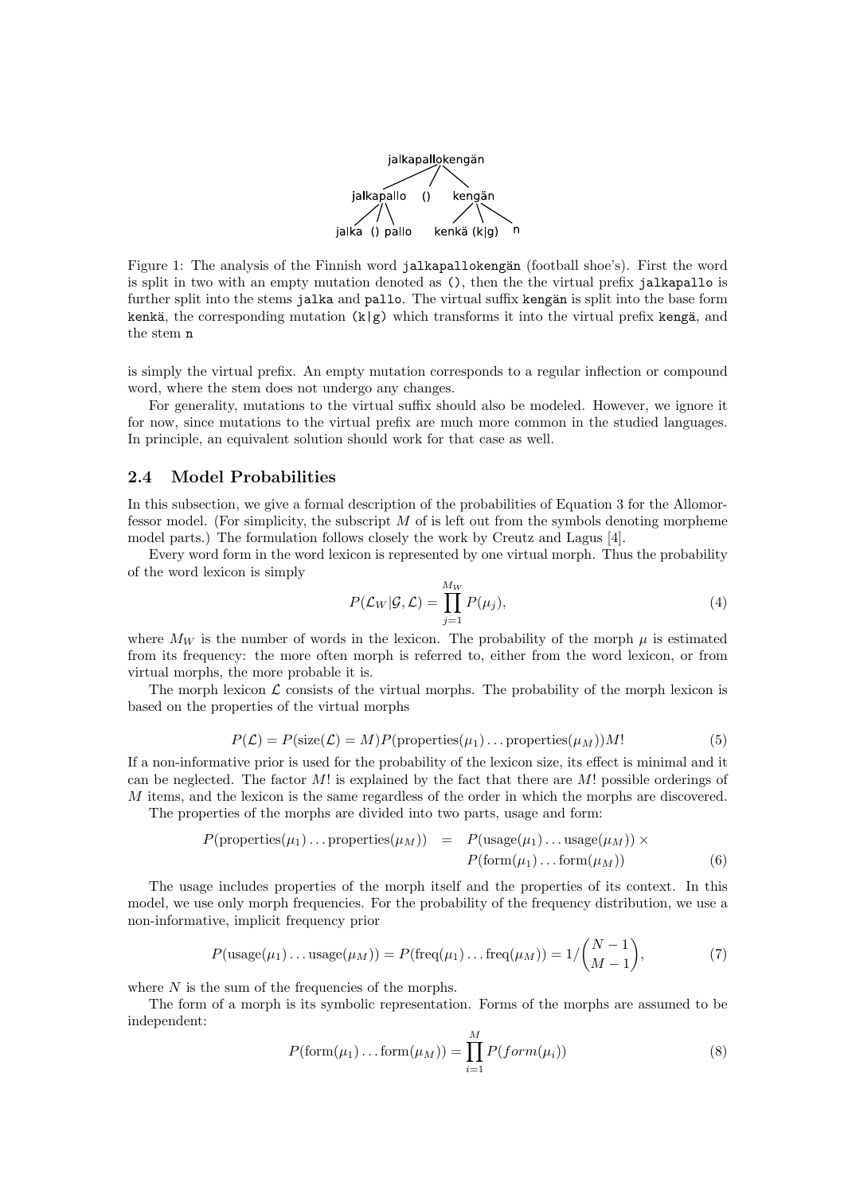Figure 1: The analysis of the Finnish word `jalkapallokengän` (football shoe's). First the word is split in two with an empty mutation denoted as `()`, then the the virtual prefix `jalkapallo` is further split into the stems `jalka` and `pallo`. The virtual suffix `kengän` is split into the base form `kenkä`, the corresponding mutation `(k|g)` which transforms it into the virtual prefix `kengä`, and the stem `n`

is simply the virtual prefix. An empty mutation corresponds to a regular inflection or compound word, where the stem does not undergo any changes.

For generality, mutations to the virtual suffix should also be modeled. However, we ignore it for now, since mutations to the virtual prefix are much more common in the studied languages. In principle, an equivalent solution should work for that case as well.

### 2.4 Model Probabilities

In this subsection, we give a formal description of the probabilities of Equation 3 for the Allomorfessor model. (For simplicity, the subscript $M$ of is left out from the symbols denoting morpheme model parts.) The formulation follows closely the work by Creutz and Lagus [4].

Every word form in the word lexicon is represented by one virtual morph. Thus the probability of the word lexicon is simply

$$P(\mathcal{L}_W|\mathcal{G},\mathcal{L}) = \prod_{j=1}^{M_W} P(\mu_j), \tag{4}$$

where $M_W$ is the number of words in the lexicon. The probability of the morph $\mu$ is estimated from its frequency: the more often morph is referred to, either from the word lexicon, or from virtual morphs, the more probable it is.

The morph lexicon $\mathcal{L}$ consists of the virtual morphs. The probability of the morph lexicon is based on the properties of the virtual morphs

$$P(\mathcal{L}) = P(\text{size}(\mathcal{L}) = M)P(\text{properties}(\mu_1)\ldots\text{properties}(\mu_M))M! \tag{5}$$

If a non-informative prior is used for the probability of the lexicon size, its effect is minimal and it can be neglected. The factor $M!$ is explained by the fact that there are $M!$ possible orderings of $M$ items, and the lexicon is the same regardless of the order in which the morphs are discovered.

The properties of the morphs are divided into two parts, usage and form:

$$\begin{aligned} P(\text{properties}(\mu_1)\ldots\text{properties}(\mu_M)) &= P(\text{usage}(\mu_1)\ldots\text{usage}(\mu_M)) \times \\ &\quad P(\text{form}(\mu_1)\ldots\text{form}(\mu_M)) \end{aligned} \tag{6}$$

The usage includes properties of the morph itself and the properties of its context. In this model, we use only morph frequencies. For the probability of the frequency distribution, we use a non-informative, implicit frequency prior

$$P(\text{usage}(\mu_1)\ldots\text{usage}(\mu_M)) = P(\text{freq}(\mu_1)\ldots\text{freq}(\mu_M)) = 1/\binom{N-1}{M-1}, \tag{7}$$

where $N$ is the sum of the frequencies of the morphs.

The form of a morph is its symbolic representation. Forms of the morphs are assumed to be independent:

$$P(\text{form}(\mu_1)\ldots\text{form}(\mu_M)) = \prod_{i=1}^{M} P(form(\mu_i)) \tag{8}$$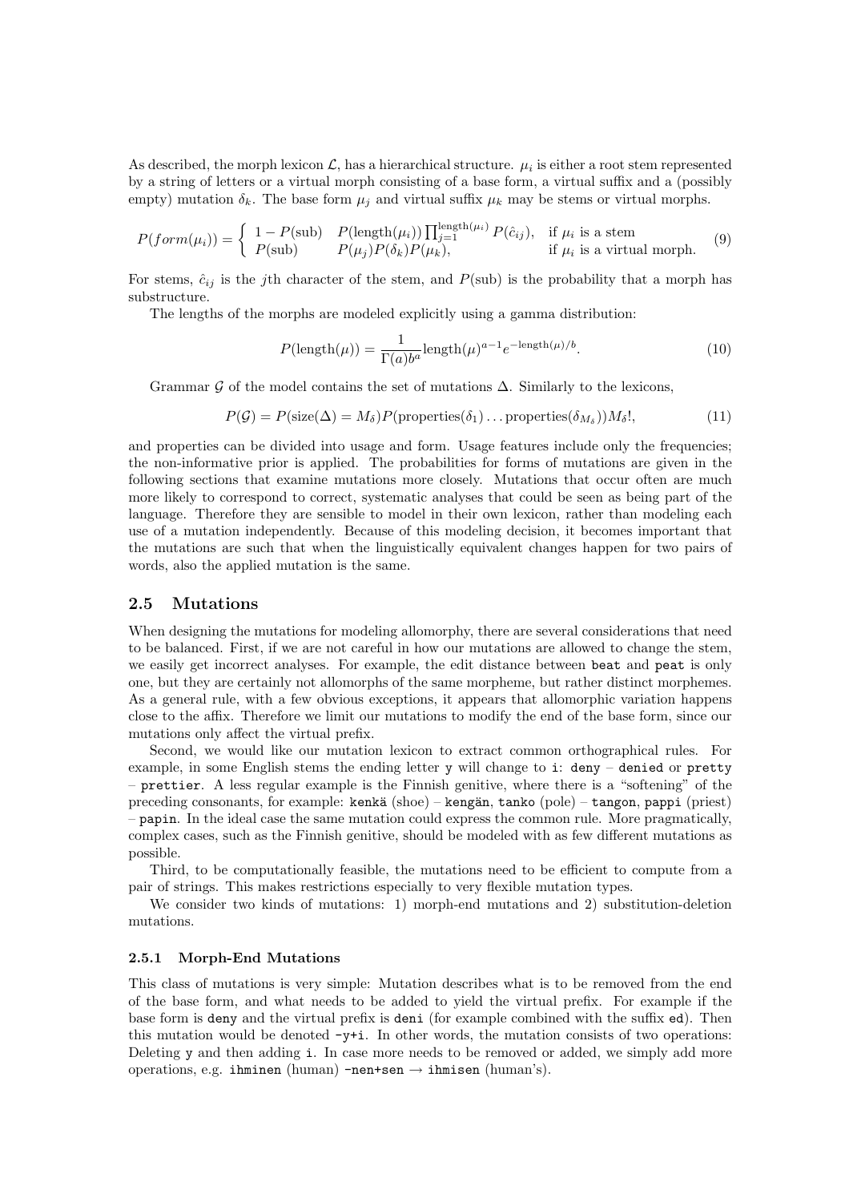As described, the morph lexicon $\mathcal{L}$, has a hierarchical structure. $\mu_i$ is either a root stem represented by a string of letters or a virtual morph consisting of a base form, a virtual suffix and a (possibly empty) mutation $\delta_k$. The base form $\mu_j$ and virtual suffix $\mu_k$ may be stems or virtual morphs.

$$P(form(\mu_i)) = \begin{cases} 1 - P(\text{sub}) \quad P(\text{length}(\mu_i)) \prod_{j=1}^{\text{length}(\mu_i)} P(\hat{c}_{ij}), & \text{if } \mu_i \text{ is a stem} \\ P(\text{sub}) \quad P(\mu_j)P(\delta_k)P(\mu_k), & \text{if } \mu_i \text{ is a virtual morph.} \end{cases} \tag{9}$$

For stems, $\hat{c}_{ij}$ is the $j$th character of the stem, and $P(\text{sub})$ is the probability that a morph has substructure.

The lengths of the morphs are modeled explicitly using a gamma distribution:

$$P(\text{length}(\mu)) = \frac{1}{\Gamma(a)b^a} \text{length}(\mu)^{a-1} e^{-\text{length}(\mu)/b}. \tag{10}$$

Grammar $\mathcal{G}$ of the model contains the set of mutations $\Delta$. Similarly to the lexicons,

$$P(\mathcal{G}) = P(\text{size}(\Delta) = M_\delta) P(\text{properties}(\delta_1) \ldots \text{properties}(\delta_{M_\delta})) M_\delta!, \tag{11}$$

and properties can be divided into usage and form. Usage features include only the frequencies; the non-informative prior is applied. The probabilities for forms of mutations are given in the following sections that examine mutations more closely. Mutations that occur often are much more likely to correspond to correct, systematic analyses that could be seen as being part of the language. Therefore they are sensible to model in their own lexicon, rather than modeling each use of a mutation independently. Because of this modeling decision, it becomes important that the mutations are such that when the linguistically equivalent changes happen for two pairs of words, also the applied mutation is the same.

## 2.5 Mutations

When designing the mutations for modeling allomorphy, there are several considerations that need to be balanced. First, if we are not careful in how our mutations are allowed to change the stem, we easily get incorrect analyses. For example, the edit distance between `beat` and `peat` is only one, but they are certainly not allomorphs of the same morpheme, but rather distinct morphemes. As a general rule, with a few obvious exceptions, it appears that allomorphic variation happens close to the affix. Therefore we limit our mutations to modify the end of the base form, since our mutations only affect the virtual prefix.

Second, we would like our mutation lexicon to extract common orthographical rules. For example, in some English stems the ending letter `y` will change to `i`: `deny` – `denied` or `pretty` – `prettier`. A less regular example is the Finnish genitive, where there is a "softening" of the preceding consonants, for example: `kenkä` (shoe) – `kengän`, `tanko` (pole) – `tangon`, `pappi` (priest) – `papin`. In the ideal case the same mutation could express the common rule. More pragmatically, complex cases, such as the Finnish genitive, should be modeled with as few different mutations as possible.

Third, to be computationally feasible, the mutations need to be efficient to compute from a pair of strings. This makes restrictions especially to very flexible mutation types.

We consider two kinds of mutations: 1) morph-end mutations and 2) substitution-deletion mutations.

### 2.5.1 Morph-End Mutations

This class of mutations is very simple: Mutation describes what is to be removed from the end of the base form, and what needs to be added to yield the virtual prefix. For example if the base form is `deny` and the virtual prefix is `deni` (for example combined with the suffix `ed`). Then this mutation would be denoted `-y+i`. In other words, the mutation consists of two operations: Deleting `y` and then adding `i`. In case more needs to be removed or added, we simply add more operations, e.g. `ihminen` (human) `-nen+sen` → `ihmisen` (human's).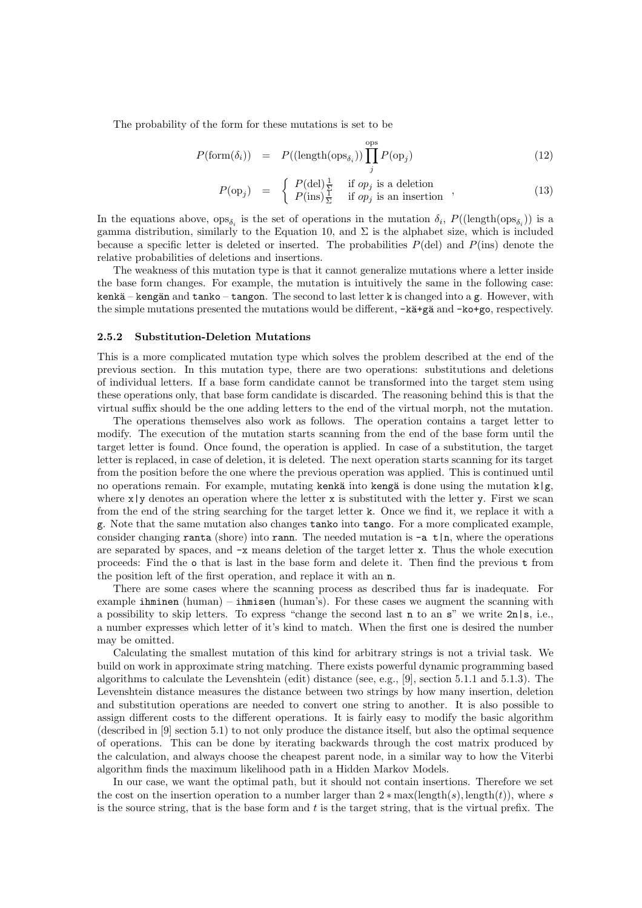The probability of the form for these mutations is set to be

$$P(\text{form}(\delta_i)) = P((\text{length}(\text{ops}_{\delta_i})) \prod_{j}^{\text{ops}} P(\text{op}_j) \tag{12}$$

$$P(\text{op}_j) = \begin{cases} P(\text{del})\frac{1}{\Sigma} & \text{if } op_j \text{ is a deletion} \\ P(\text{ins})\frac{1}{\Sigma} & \text{if } op_j \text{ is an insertion} \end{cases}, \tag{13}$$

In the equations above, $\text{ops}_{\delta_i}$ is the set of operations in the mutation $\delta_i$, $P((\text{length}(\text{ops}_{\delta_i}))$ is a gamma distribution, similarly to the Equation 10, and $\Sigma$ is the alphabet size, which is included because a specific letter is deleted or inserted. The probabilities $P(\text{del})$ and $P(\text{ins})$ denote the relative probabilities of deletions and insertions.

The weakness of this mutation type is that it cannot generalize mutations where a letter inside the base form changes. For example, the mutation is intuitively the same in the following case: `kenkä` – `kengän` and `tanko` – `tangon`. The second to last letter `k` is changed into a `g`. However, with the simple mutations presented the mutations would be different, `-kä+gä` and `-ko+go`, respectively.

### 2.5.2 Substitution-Deletion Mutations

This is a more complicated mutation type which solves the problem described at the end of the previous section. In this mutation type, there are two operations: substitutions and deletions of individual letters. If a base form candidate cannot be transformed into the target stem using these operations only, that base form candidate is discarded. The reasoning behind this is that the virtual suffix should be the one adding letters to the end of the virtual morph, not the mutation.

The operations themselves also work as follows. The operation contains a target letter to modify. The execution of the mutation starts scanning from the end of the base form until the target letter is found. Once found, the operation is applied. In case of a substitution, the target letter is replaced, in case of deletion, it is deleted. The next operation starts scanning for its target from the position before the one where the previous operation was applied. This is continued until no operations remain. For example, mutating `kenkä` into `kengä` is done using the mutation `k|g`, where `x|y` denotes an operation where the letter `x` is substituted with the letter `y`. First we scan from the end of the string searching for the target letter `k`. Once we find it, we replace it with a `g`. Note that the same mutation also changes `tanko` into `tango`. For a more complicated example, consider changing `ranta` (shore) into `rann`. The needed mutation is `-a t|n`, where the operations are separated by spaces, and `-x` means deletion of the target letter `x`. Thus the whole execution proceeds: Find the `o` that is last in the base form and delete it. Then find the previous `t` from the position left of the first operation, and replace it with an `n`.

There are some cases where the scanning process as described thus far is inadequate. For example `ihminen` (human) – `ihmisen` (human's). For these cases we augment the scanning with a possibility to skip letters. To express "change the second last `n` to an `s`" we write `2n|s`, i.e., a number expresses which letter of it's kind to match. When the first one is desired the number may be omitted.

Calculating the smallest mutation of this kind for arbitrary strings is not a trivial task. We build on work in approximate string matching. There exists powerful dynamic programming based algorithms to calculate the Levenshtein (edit) distance (see, e.g., [9], section 5.1.1 and 5.1.3). The Levenshtein distance measures the distance between two strings by how many insertion, deletion and substitution operations are needed to convert one string to another. It is also possible to assign different costs to the different operations. It is fairly easy to modify the basic algorithm (described in [9] section 5.1) to not only produce the distance itself, but also the optimal sequence of operations. This can be done by iterating backwards through the cost matrix produced by the calculation, and always choose the cheapest parent node, in a similar way to how the Viterbi algorithm finds the maximum likelihood path in a Hidden Markov Models.

In our case, we want the optimal path, but it should not contain insertions. Therefore we set the cost on the insertion operation to a number larger than $2 * \max(\text{length}(s), \text{length}(t))$, where $s$ is the source string, that is the base form and $t$ is the target string, that is the virtual prefix. The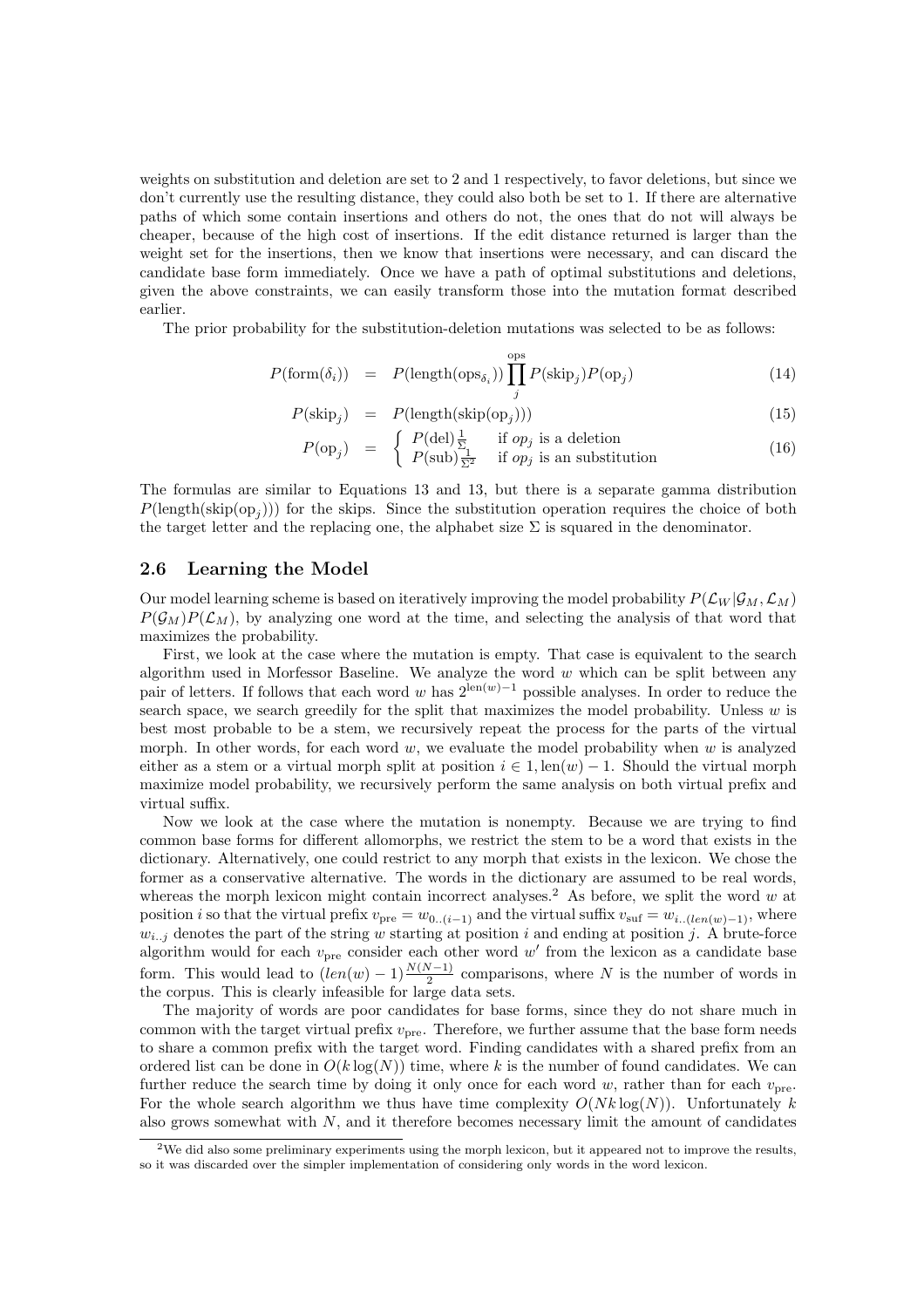weights on substitution and deletion are set to 2 and 1 respectively, to favor deletions, but since we don't currently use the resulting distance, they could also both be set to 1. If there are alternative paths of which some contain insertions and others do not, the ones that do not will always be cheaper, because of the high cost of insertions. If the edit distance returned is larger than the weight set for the insertions, then we know that insertions were necessary, and can discard the candidate base form immediately. Once we have a path of optimal substitutions and deletions, given the above constraints, we can easily transform those into the mutation format described earlier.

The prior probability for the substitution-deletion mutations was selected to be as follows:

$$
\begin{aligned}
P(\text{form}(\delta_i)) &= P(\text{length}(\text{ops}_{\delta_i})) \prod_{j}^{\text{ops}} P(\text{skip}_j) P(\text{op}_j) && (14) \\
P(\text{skip}_j) &= P(\text{length}(\text{skip}(\text{op}_j))) && (15) \\
P(\text{op}_j) &= \begin{cases} P(\text{del}) \frac{1}{\Sigma} & \text{if } op_j \text{ is a deletion} \\ P(\text{sub}) \frac{1}{\Sigma^2} & \text{if } op_j \text{ is an substitution} \end{cases} && (16)
\end{aligned}
$$

The formulas are similar to Equations 13 and 13, but there is a separate gamma distribution $P(\text{length}(\text{skip}(\text{op}_j)))$ for the skips. Since the substitution operation requires the choice of both the target letter and the replacing one, the alphabet size $\Sigma$ is squared in the denominator.

## 2.6 Learning the Model

Our model learning scheme is based on iteratively improving the model probability $P(\mathcal{L}_W|\mathcal{G}_M, \mathcal{L}_M)$ $P(\mathcal{G}_M)P(\mathcal{L}_M)$, by analyzing one word at the time, and selecting the analysis of that word that maximizes the probability.

First, we look at the case where the mutation is empty. That case is equivalent to the search algorithm used in Morfessor Baseline. We analyze the word $w$ which can be split between any pair of letters. If follows that each word $w$ has $2^{\text{len}(w)-1}$ possible analyses. In order to reduce the search space, we search greedily for the split that maximizes the model probability. Unless $w$ is best most probable to be a stem, we recursively repeat the process for the parts of the virtual morph. In other words, for each word $w$, we evaluate the model probability when $w$ is analyzed either as a stem or a virtual morph split at position $i \in 1, \text{len}(w) - 1$. Should the virtual morph maximize model probability, we recursively perform the same analysis on both virtual prefix and virtual suffix.

Now we look at the case where the mutation is nonempty. Because we are trying to find common base forms for different allomorphs, we restrict the stem to be a word that exists in the dictionary. Alternatively, one could restrict to any morph that exists in the lexicon. We chose the former as a conservative alternative. The words in the dictionary are assumed to be real words, whereas the morph lexicon might contain incorrect analyses.[2] As before, we split the word $w$ at position $i$ so that the virtual prefix $v_{\text{pre}} = w_{0..(i-1)}$ and the virtual suffix $v_{\text{suf}} = w_{i..(len(w)-1)}$, where $w_{i..j}$ denotes the part of the string $w$ starting at position $i$ and ending at position $j$. A brute-force algorithm would for each $v_{\text{pre}}$ consider each other word $w'$ from the lexicon as a candidate base form. This would lead to $(len(w) - 1)\frac{N(N-1)}{2}$ comparisons, where $N$ is the number of words in the corpus. This is clearly infeasible for large data sets.

The majority of words are poor candidates for base forms, since they do not share much in common with the target virtual prefix $v_{\text{pre}}$. Therefore, we further assume that the base form needs to share a common prefix with the target word. Finding candidates with a shared prefix from an ordered list can be done in $O(k \log(N))$ time, where $k$ is the number of found candidates. We can further reduce the search time by doing it only once for each word $w$, rather than for each $v_{\text{pre}}$. For the whole search algorithm we thus have time complexity $O(Nk \log(N))$. Unfortunately $k$ also grows somewhat with $N$, and it therefore becomes necessary limit the amount of candidates

[2] We did also some preliminary experiments using the morph lexicon, but it appeared not to improve the results, so it was discarded over the simpler implementation of considering only words in the word lexicon.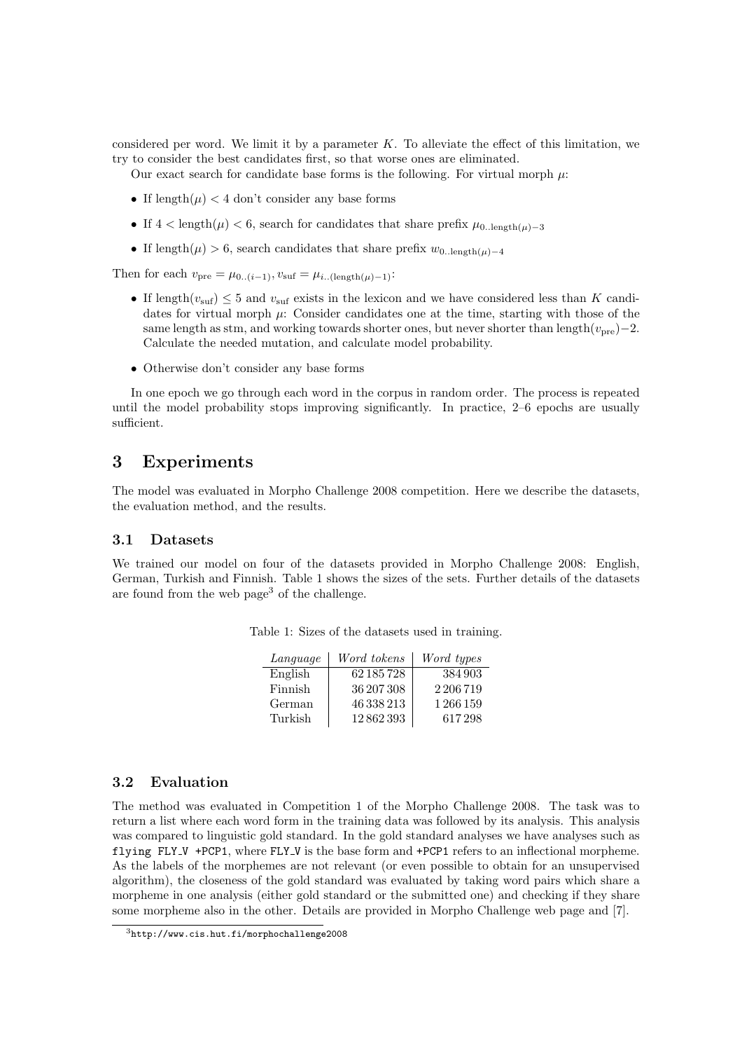considered per word. We limit it by a parameter $K$. To alleviate the effect of this limitation, we try to consider the best candidates first, so that worse ones are eliminated.

Our exact search for candidate base forms is the following. For virtual morph $\mu$:

- If $\text{length}(\mu) < 4$ don't consider any base forms
- If $4 < \text{length}(\mu) < 6$, search for candidates that share prefix $\mu_{0..\text{length}(\mu)-3}$
- If $\text{length}(\mu) > 6$, search candidates that share prefix $w_{0..\text{length}(\mu)-4}$

Then for each $v_{\text{pre}} = \mu_{0..(i-1)}, v_{\text{suf}} = \mu_{i..(\text{length}(\mu)-1)}$:

- If $\text{length}(v_{\text{suf}}) \leq 5$ and $v_{\text{suf}}$ exists in the lexicon and we have considered less than $K$ candidates for virtual morph $\mu$: Consider candidates one at the time, starting with those of the same length as stm, and working towards shorter ones, but never shorter than $\text{length}(v_{\text{pre}}) - 2$. Calculate the needed mutation, and calculate model probability.
- Otherwise don't consider any base forms

In one epoch we go through each word in the corpus in random order. The process is repeated until the model probability stops improving significantly. In practice, 2–6 epochs are usually sufficient.

# 3 Experiments

The model was evaluated in Morpho Challenge 2008 competition. Here we describe the datasets, the evaluation method, and the results.

## 3.1 Datasets

We trained our model on four of the datasets provided in Morpho Challenge 2008: English, German, Turkish and Finnish. Table 1 shows the sizes of the sets. Further details of the datasets are found from the web page[3] of the challenge.

Table 1: Sizes of the datasets used in training.

| *Language* | *Word tokens* | *Word types* |
|---|---|---|
| English | 62 185 728 | 384 903 |
| Finnish | 36 207 308 | 2 206 719 |
| German | 46 338 213 | 1 266 159 |
| Turkish | 12 862 393 | 617 298 |

## 3.2 Evaluation

The method was evaluated in Competition 1 of the Morpho Challenge 2008. The task was to return a list where each word form in the training data was followed by its analysis. This analysis was compared to linguistic gold standard. In the gold standard analyses we have analyses such as `flying FLY_V +PCP1`, where `FLY_V` is the base form and `+PCP1` refers to an inflectional morpheme. As the labels of the morphemes are not relevant (or even possible to obtain for an unsupervised algorithm), the closeness of the gold standard was evaluated by taking word pairs which share a morpheme in one analysis (either gold standard or the submitted one) and checking if they share some morpheme also in the other. Details are provided in Morpho Challenge web page and [7].

[3] http://www.cis.hut.fi/morphochallenge2008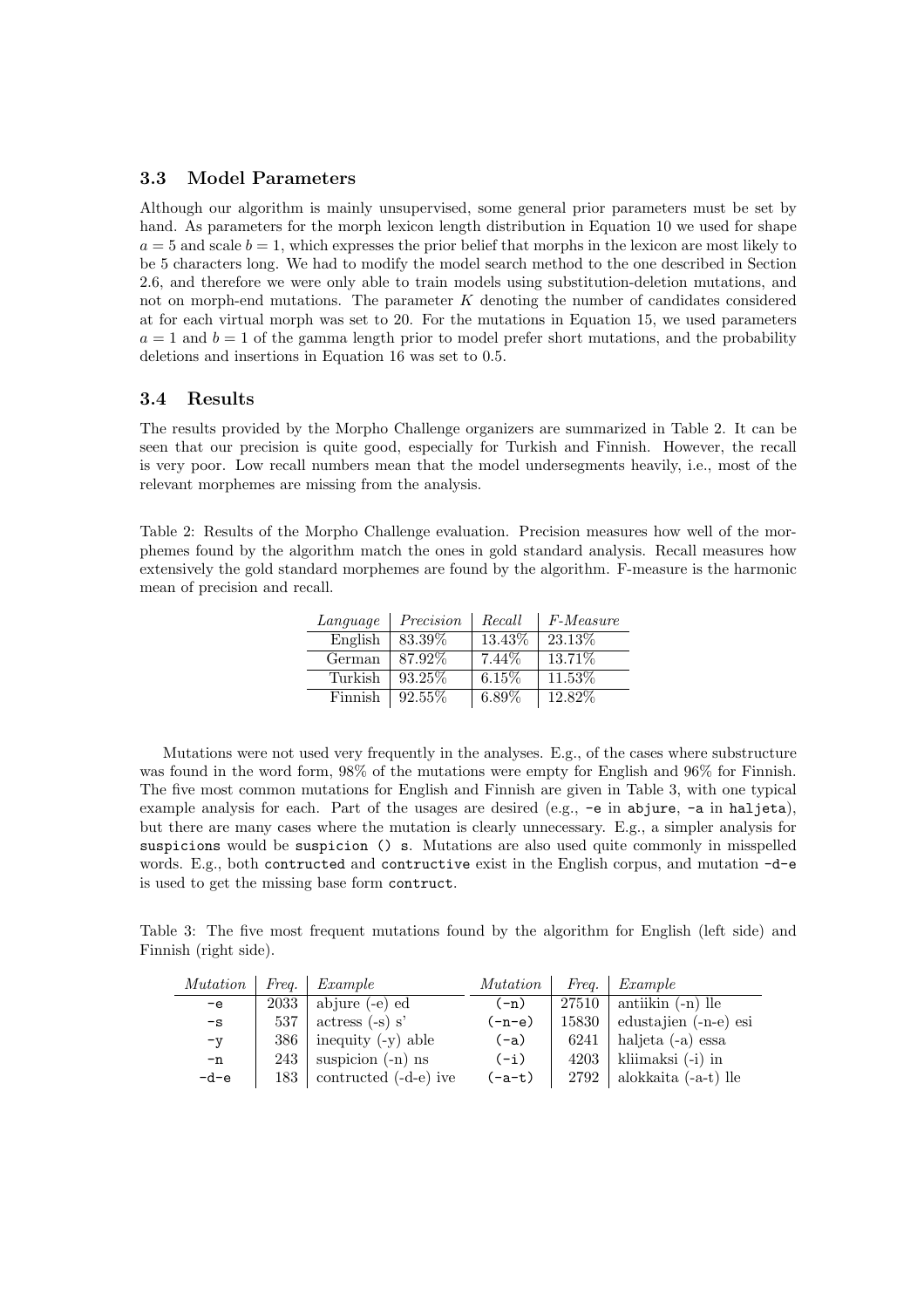### 3.3 Model Parameters

Although our algorithm is mainly unsupervised, some general prior parameters must be set by hand. As parameters for the morph lexicon length distribution in Equation 10 we used for shape $a = 5$ and scale $b = 1$, which expresses the prior belief that morphs in the lexicon are most likely to be 5 characters long. We had to modify the model search method to the one described in Section 2.6, and therefore we were only able to train models using substitution-deletion mutations, and not on morph-end mutations. The parameter $K$ denoting the number of candidates considered at for each virtual morph was set to 20. For the mutations in Equation 15, we used parameters $a = 1$ and $b = 1$ of the gamma length prior to model prefer short mutations, and the probability deletions and insertions in Equation 16 was set to 0.5.

### 3.4 Results

The results provided by the Morpho Challenge organizers are summarized in Table 2. It can be seen that our precision is quite good, especially for Turkish and Finnish. However, the recall is very poor. Low recall numbers mean that the model undersegments heavily, i.e., most of the relevant morphemes are missing from the analysis.

Table 2: Results of the Morpho Challenge evaluation. Precision measures how well of the morphemes found by the algorithm match the ones in gold standard analysis. Recall measures how extensively the gold standard morphemes are found by the algorithm. F-measure is the harmonic mean of precision and recall.

| *Language* | *Precision* | *Recall* | *F-Measure* |
|---|---|---|---|
| English | 83.39% | 13.43% | 23.13% |
| German | 87.92% | 7.44% | 13.71% |
| Turkish | 93.25% | 6.15% | 11.53% |
| Finnish | 92.55% | 6.89% | 12.82% |

Mutations were not used very frequently in the analyses. E.g., of the cases where substructure was found in the word form, 98% of the mutations were empty for English and 96% for Finnish. The five most common mutations for English and Finnish are given in Table 3, with one typical example analysis for each. Part of the usages are desired (e.g., `-e` in `abjure`, `-a` in `haljeta`), but there are many cases where the mutation is clearly unnecessary. E.g., a simpler analysis for `suspicions` would be `suspicion () s`. Mutations are also used quite commonly in misspelled words. E.g., both `contructed` and `contructive` exist in the English corpus, and mutation `-d-e` is used to get the missing base form `contruct`.

Table 3: The five most frequent mutations found by the algorithm for English (left side) and Finnish (right side).

| *Mutation* | *Freq.* | *Example* | *Mutation* | *Freq.* | *Example* |
|---|---|---|---|---|---|
| `-e` | 2033 | abjure (-e) ed | `(-n)` | 27510 | antiikin (-n) lle |
| `-s` | 537 | actress (-s) s' | `(-n-e)` | 15830 | edustajien (-n-e) esi |
| `-y` | 386 | inequity (-y) able | `(-a)` | 6241 | haljeta (-a) essa |
| `-n` | 243 | suspicion (-n) ns | `(-i)` | 4203 | kliimaksi (-i) in |
| `-d-e` | 183 | contructed (-d-e) ive | `(-a-t)` | 2792 | alokkaita (-a-t) lle |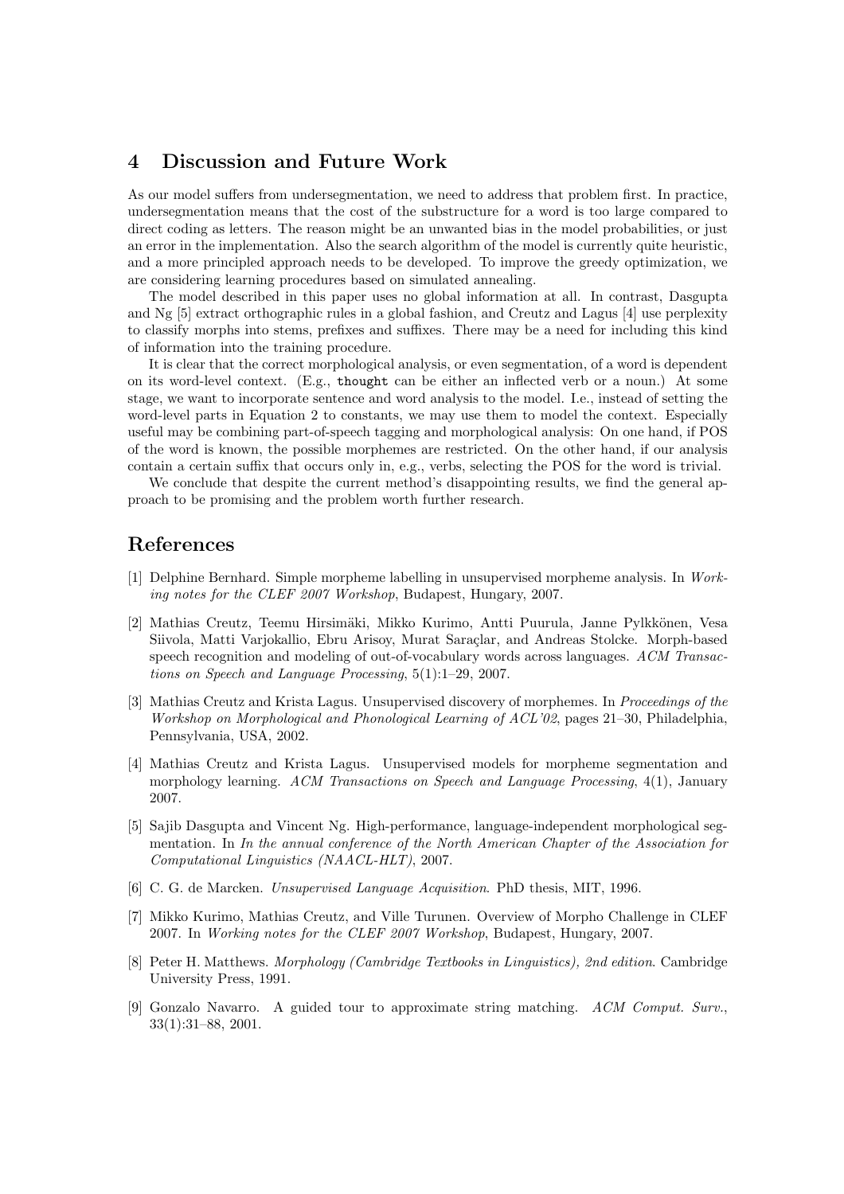## 4 Discussion and Future Work

As our model suffers from undersegmentation, we need to address that problem first. In practice, undersegmentation means that the cost of the substructure for a word is too large compared to direct coding as letters. The reason might be an unwanted bias in the model probabilities, or just an error in the implementation. Also the search algorithm of the model is currently quite heuristic, and a more principled approach needs to be developed. To improve the greedy optimization, we are considering learning procedures based on simulated annealing.

The model described in this paper uses no global information at all. In contrast, Dasgupta and Ng [5] extract orthographic rules in a global fashion, and Creutz and Lagus [4] use perplexity to classify morphs into stems, prefixes and suffixes. There may be a need for including this kind of information into the training procedure.

It is clear that the correct morphological analysis, or even segmentation, of a word is dependent on its word-level context. (E.g., `thought` can be either an inflected verb or a noun.) At some stage, we want to incorporate sentence and word analysis to the model. I.e., instead of setting the word-level parts in Equation 2 to constants, we may use them to model the context. Especially useful may be combining part-of-speech tagging and morphological analysis: On one hand, if POS of the word is known, the possible morphemes are restricted. On the other hand, if our analysis contain a certain suffix that occurs only in, e.g., verbs, selecting the POS for the word is trivial.

We conclude that despite the current method's disappointing results, we find the general approach to be promising and the problem worth further research.

## References

[1] Delphine Bernhard. Simple morpheme labelling in unsupervised morpheme analysis. In *Working notes for the CLEF 2007 Workshop*, Budapest, Hungary, 2007.

[2] Mathias Creutz, Teemu Hirsimäki, Mikko Kurimo, Antti Puurula, Janne Pylkkönen, Vesa Siivola, Matti Varjokallio, Ebru Arisoy, Murat Saraçlar, and Andreas Stolcke. Morph-based speech recognition and modeling of out-of-vocabulary words across languages. *ACM Transactions on Speech and Language Processing*, 5(1):1–29, 2007.

[3] Mathias Creutz and Krista Lagus. Unsupervised discovery of morphemes. In *Proceedings of the Workshop on Morphological and Phonological Learning of ACL'02*, pages 21–30, Philadelphia, Pennsylvania, USA, 2002.

[4] Mathias Creutz and Krista Lagus. Unsupervised models for morpheme segmentation and morphology learning. *ACM Transactions on Speech and Language Processing*, 4(1), January 2007.

[5] Sajib Dasgupta and Vincent Ng. High-performance, language-independent morphological segmentation. In *In the annual conference of the North American Chapter of the Association for Computational Linguistics (NAACL-HLT)*, 2007.

[6] C. G. de Marcken. *Unsupervised Language Acquisition*. PhD thesis, MIT, 1996.

[7] Mikko Kurimo, Mathias Creutz, and Ville Turunen. Overview of Morpho Challenge in CLEF 2007. In *Working notes for the CLEF 2007 Workshop*, Budapest, Hungary, 2007.

[8] Peter H. Matthews. *Morphology (Cambridge Textbooks in Linguistics), 2nd edition*. Cambridge University Press, 1991.

[9] Gonzalo Navarro. A guided tour to approximate string matching. *ACM Comput. Surv.*, 33(1):31–88, 2001.